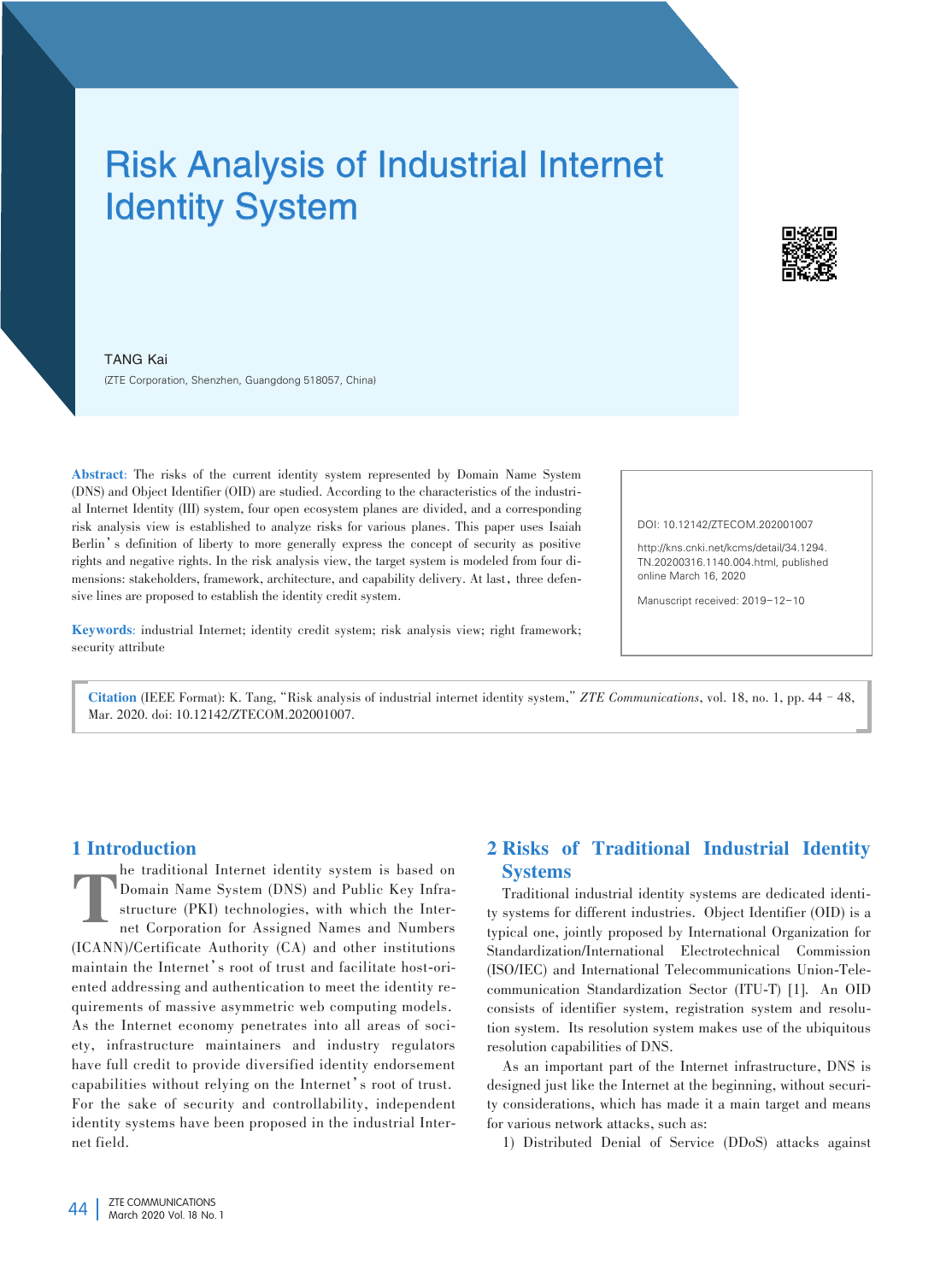# Risk Analysis of Industrial Internet Identity System

TANG Kai

(ZTE Corporation, Shenzhen, Guangdong 518057, China)

**Abstract**: The risks of the current identity system represented by Domain Name System (DNS) and Object Identifier (OID) are studied. According to the characteristics of the industrial Internet Identity (III) system, four open ecosystem planes are divided, and a corresponding risk analysis view is established to analyze risks for various planes. This paper uses Isaiah Berlin's definition of liberty to more generally express the concept of security as positive rights and negative rights. In the risk analysis view, the target system is modeled from four dimensions: stakeholders, framework, architecture, and capability delivery. At last, three defensive lines are proposed to establish the identity credit system.

**Keywords**: industrial Internet; identity credit system; risk analysis view; right framework; security attribute

DOI: 10.12142/ZTECOM.202001007

http://kns.cnki.net/kcms/detail/34.1294.TN.20200316.1140.004.html, published online March 16, 2020

Manuscript received: 2019-12-10

**Citation** (IEEE Format): K. Tang, "Risk analysis of industrial internet identity system," *ZTE Communications*, vol. 18, no. 1, pp. 44–48, Mar. 2020. doi: 10.12142/ZTECOM.202001007.

## 1 Introduction

The traditional Internet identity system is based on Domain Name System (DNS) and Public Key Infrastructure (PKI) technologies, with which the Internet Corporation for Assigned Names and Numbers (ICANN)/Certificate Authority (CA) and other institutions maintain the Internet's root of trust and facilitate host-oriented addressing and authentication to meet the identity requirements of massive asymmetric web computing models. As the Internet economy penetrates into all areas of society, infrastructure maintainers and industry regulators have full credit to provide diversified identity endorsement capabilities without relying on the Internet's root of trust. For the sake of security and controllability, independent identity systems have been proposed in the industrial Internet field.

## 2 Risks of Traditional Industrial Identity Systems

Traditional industrial identity systems are dedicated identity systems for different industries. Object Identifier (OID) is a typical one, jointly proposed by International Organization for Standardization/International Electrotechnical Commission (ISO/IEC) and International Telecommunications Union-Telecommunication Standardization Sector (ITU-T) [1]. An OID consists of identifier system, registration system and resolution system. Its resolution system makes use of the ubiquitous resolution capabilities of DNS.

As an important part of the Internet infrastructure, DNS is designed just like the Internet at the beginning, without security considerations, which has made it a main target and means for various network attacks, such as:

1) Distributed Denial of Service (DDoS) attacks against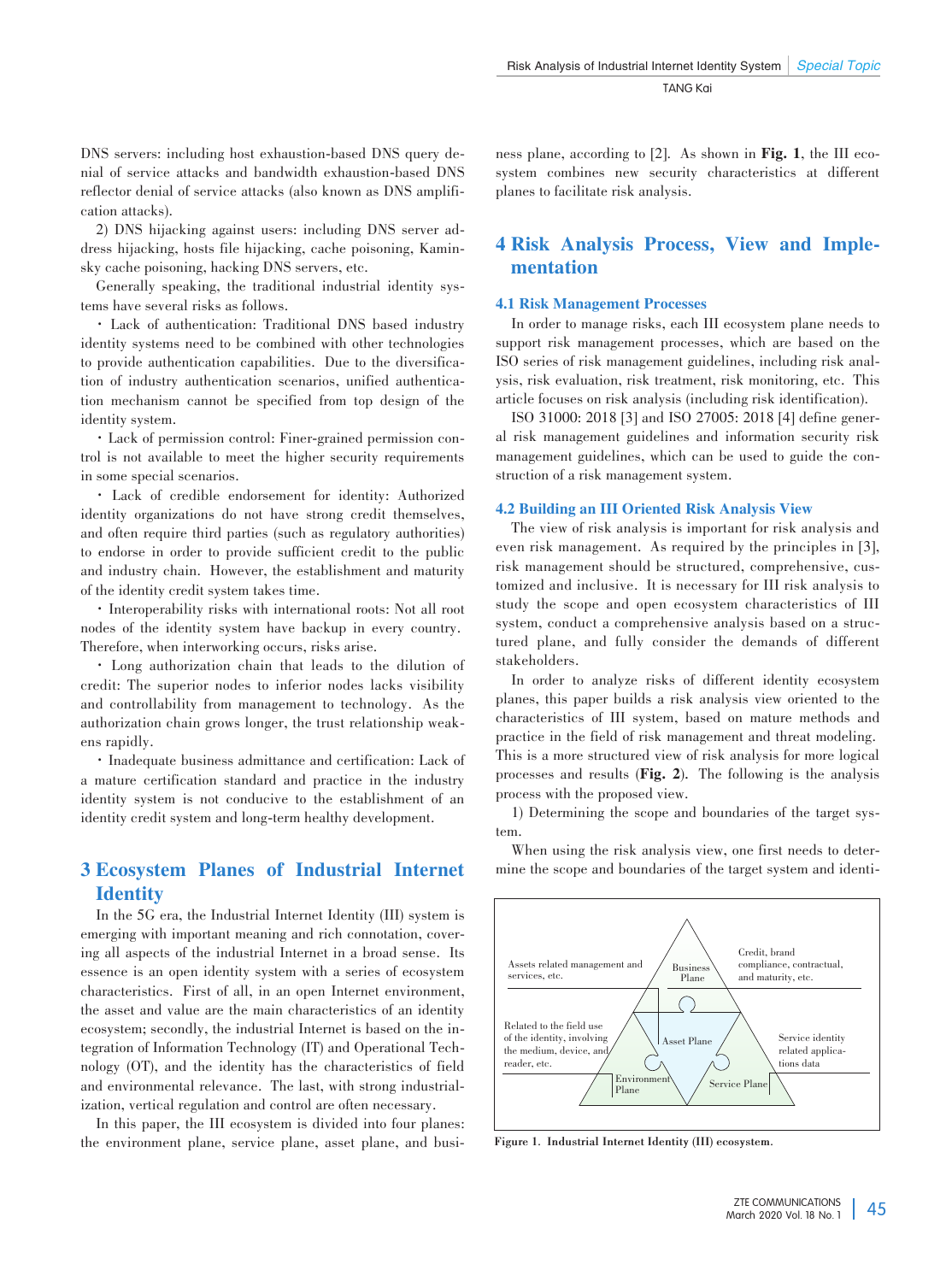DNS servers: including host exhaustion-based DNS query denial of service attacks and bandwidth exhaustion-based DNS reflector denial of service attacks (also known as DNS amplification attacks).

2) DNS hijacking against users: including DNS server address hijacking, hosts file hijacking, cache poisoning, Kaminsky cache poisoning, hacking DNS servers, etc.

Generally speaking, the traditional industrial identity systems have several risks as follows.

- Lack of authentication: Traditional DNS based industry identity systems need to be combined with other technologies to provide authentication capabilities. Due to the diversification of industry authentication scenarios, unified authentication mechanism cannot be specified from top design of the identity system.
- Lack of permission control: Finer-grained permission control is not available to meet the higher security requirements in some special scenarios.
- Lack of credible endorsement for identity: Authorized identity organizations do not have strong credit themselves, and often require third parties (such as regulatory authorities) to endorse in order to provide sufficient credit to the public and industry chain. However, the establishment and maturity of the identity credit system takes time.
- Interoperability risks with international roots: Not all root nodes of the identity system have backup in every country. Therefore, when interworking occurs, risks arise.
- Long authorization chain that leads to the dilution of credit: The superior nodes to inferior nodes lacks visibility and controllability from management to technology. As the authorization chain grows longer, the trust relationship weakens rapidly.
- Inadequate business admittance and certification: Lack of a mature certification standard and practice in the industry identity system is not conducive to the establishment of an identity credit system and long-term healthy development.

## 3 Ecosystem Planes of Industrial Internet Identity

In the 5G era, the Industrial Internet Identity (III) system is emerging with important meaning and rich connotation, covering all aspects of the industrial Internet in a broad sense. Its essence is an open identity system with a series of ecosystem characteristics. First of all, in an open Internet environment, the asset and value are the main characteristics of an identity ecosystem; secondly, the industrial Internet is based on the integration of Information Technology (IT) and Operational Technology (OT), and the identity has the characteristics of field and environmental relevance. The last, with strong industrialization, vertical regulation and control are often necessary.

In this paper, the III ecosystem is divided into four planes: the environment plane, service plane, asset plane, and business plane, according to [2]. As shown in **Fig. 1**, the III ecosystem combines new security characteristics at different planes to facilitate risk analysis.

Assets related management and services, etc. | Business Plane | Credit, brand compliance, contractual, and maturity, etc.

Related to the field use of the identity, involving the medium, device, and reader, etc. | Asset Plane | Service identity related applications data

Environment Plane | Service Plane

**Figure 1. Industrial Internet Identity (III) ecosystem.**

## 4 Risk Analysis Process, View and Implementation

### 4.1 Risk Management Processes

In order to manage risks, each III ecosystem plane needs to support risk management processes, which are based on the ISO series of risk management guidelines, including risk analysis, risk evaluation, risk treatment, risk monitoring, etc. This article focuses on risk analysis (including risk identification).

ISO 31000: 2018 [3] and ISO 27005: 2018 [4] define general risk management guidelines and information security risk management guidelines, which can be used to guide the construction of a risk management system.

### 4.2 Building an III Oriented Risk Analysis View

The view of risk analysis is important for risk analysis and even risk management. As required by the principles in [3], risk management should be structured, comprehensive, customized and inclusive. It is necessary for III risk analysis to study the scope and open ecosystem characteristics of III system, conduct a comprehensive analysis based on a structured plane, and fully consider the demands of different stakeholders.

In order to analyze risks of different identity ecosystem planes, this paper builds a risk analysis view oriented to the characteristics of III system, based on mature methods and practice in the field of risk management and threat modeling. This is a more structured view of risk analysis for more logical processes and results (**Fig. 2**). The following is the analysis process with the proposed view.

1) Determining the scope and boundaries of the target system.

When using the risk analysis view, one first needs to determine the scope and boundaries of the target system and identi-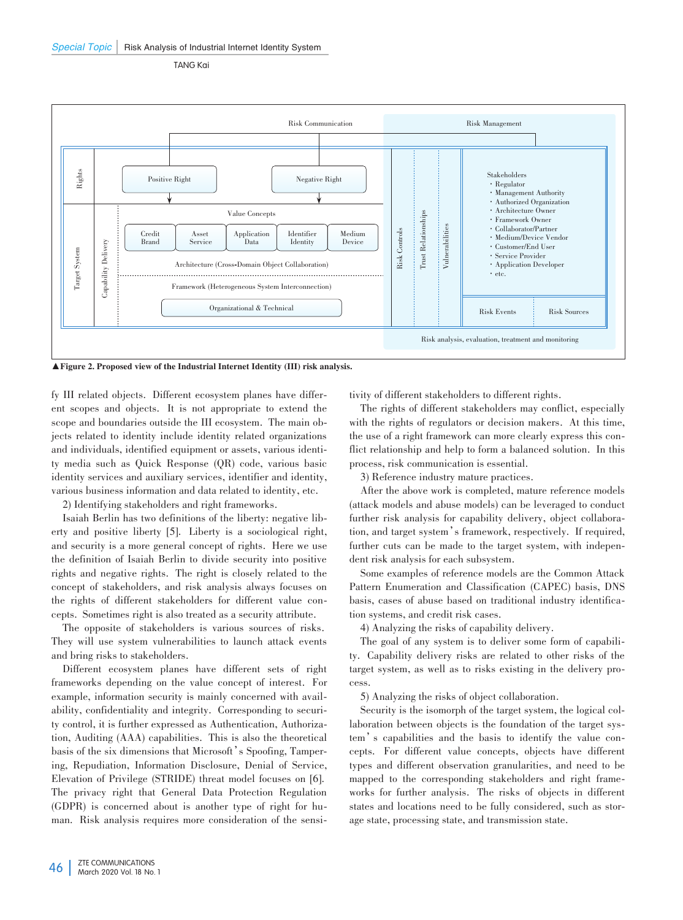▲**Figure 2. Proposed view of the Industrial Internet Identity (III) risk analysis.**

fy III related objects. Different ecosystem planes have different scopes and objects. It is not appropriate to extend the scope and boundaries outside the III ecosystem. The main objects related to identity include identity related organizations and individuals, identified equipment or assets, various identity media such as Quick Response (QR) code, various basic identity services and auxiliary services, identifier and identity, various business information and data related to identity, etc.

2) Identifying stakeholders and right frameworks.

Isaiah Berlin has two definitions of the liberty: negative liberty and positive liberty [5]. Liberty is a sociological right, and security is a more general concept of rights. Here we use the definition of Isaiah Berlin to divide security into positive rights and negative rights. The right is closely related to the concept of stakeholders, and risk analysis always focuses on the rights of different stakeholders for different value concepts. Sometimes right is also treated as a security attribute.

The opposite of stakeholders is various sources of risks. They will use system vulnerabilities to launch attack events and bring risks to stakeholders.

Different ecosystem planes have different sets of right frameworks depending on the value concept of interest. For example, information security is mainly concerned with availability, confidentiality and integrity. Corresponding to security control, it is further expressed as Authentication, Authorization, Auditing (AAA) capabilities. This is also the theoretical basis of the six dimensions that Microsoft's Spoofing, Tampering, Repudiation, Information Disclosure, Denial of Service, Elevation of Privilege (STRIDE) threat model focuses on [6]. The privacy right that General Data Protection Regulation (GDPR) is concerned about is another type of right for human. Risk analysis requires more consideration of the sensitivity of different stakeholders to different rights.

The rights of different stakeholders may conflict, especially with the rights of regulators or decision makers. At this time, the use of a right framework can more clearly express this conflict relationship and help to form a balanced solution. In this process, risk communication is essential.

3) Reference industry mature practices.

After the above work is completed, mature reference models (attack models and abuse models) can be leveraged to conduct further risk analysis for capability delivery, object collaboration, and target system's framework, respectively. If required, further cuts can be made to the target system, with independent risk analysis for each subsystem.

Some examples of reference models are the Common Attack Pattern Enumeration and Classification (CAPEC) basis, DNS basis, cases of abuse based on traditional industry identification systems, and credit risk cases.

4) Analyzing the risks of capability delivery.

The goal of any system is to deliver some form of capability. Capability delivery risks are related to other risks of the target system, as well as to risks existing in the delivery process.

5) Analyzing the risks of object collaboration.

Security is the isomorph of the target system, the logical collaboration between objects is the foundation of the target system's capabilities and the basis to identify the value concepts. For different value concepts, objects have different types and different observation granularities, and need to be mapped to the corresponding stakeholders and right frameworks for further analysis. The risks of objects in different states and locations need to be fully considered, such as storage state, processing state, and transmission state.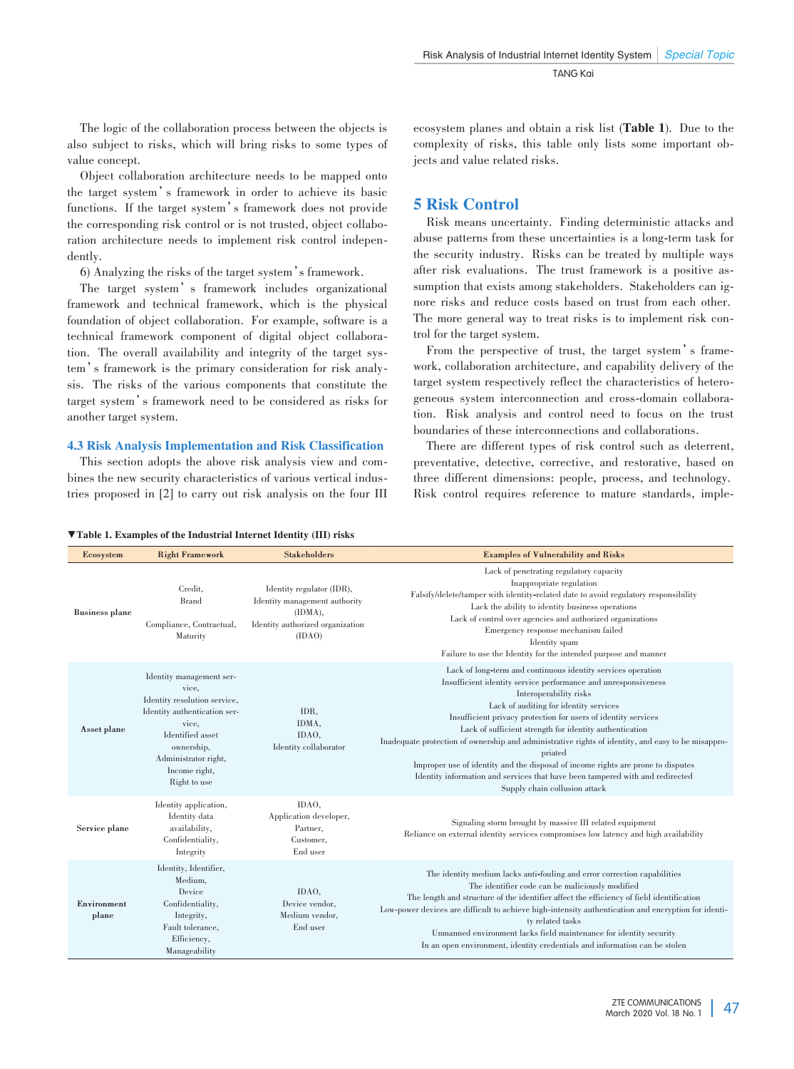The logic of the collaboration process between the objects is also subject to risks, which will bring risks to some types of value concept.

Object collaboration architecture needs to be mapped onto the target system's framework in order to achieve its basic functions. If the target system's framework does not provide the corresponding risk control or is not trusted, object collaboration architecture needs to implement risk control independently.

6) Analyzing the risks of the target system's framework.

The target system's framework includes organizational framework and technical framework, which is the physical foundation of object collaboration. For example, software is a technical framework component of digital object collaboration. The overall availability and integrity of the target system's framework is the primary consideration for risk analysis. The risks of the various components that constitute the target system's framework need to be considered as risks for another target system.

### 4.3 Risk Analysis Implementation and Risk Classification

This section adopts the above risk analysis view and combines the new security characteristics of various vertical industries proposed in [2] to carry out risk analysis on the four III ecosystem planes and obtain a risk list (**Table 1**). Due to the complexity of risks, this table only lists some important objects and value related risks.

## 5 Risk Control

Risk means uncertainty. Finding deterministic attacks and abuse patterns from these uncertainties is a long-term task for the security industry. Risks can be treated by multiple ways after risk evaluations. The trust framework is a positive assumption that exists among stakeholders. Stakeholders can ignore risks and reduce costs based on trust from each other. The more general way to treat risks is to implement risk control for the target system.

From the perspective of trust, the target system's framework, collaboration architecture, and capability delivery of the target system respectively reflect the characteristics of heterogeneous system interconnection and cross-domain collaboration. Risk analysis and control need to focus on the trust boundaries of these interconnections and collaborations.

There are different types of risk control such as deterrent, preventative, detective, corrective, and restorative, based on three different dimensions: people, process, and technology. Risk control requires reference to mature standards, imple-

**▼Table 1. Examples of the Industrial Internet Identity (III) risks**

| Ecosystem | Right Framework | Stakeholders | Examples of Vulnerability and Risks |
|---|---|---|---|
| Business plane | Credit, Brand<br>Compliance, Contractual, Maturity | Identity regulator (IDR), Identity management authority (IDMA), Identity authorized organization (IDAO) | Lack of penetrating regulatory capacity<br>Inappropriate regulation<br>Falsify/delete/tamper with identity-related date to avoid regulatory responsibility<br>Lack the ability to identity business operations<br>Lack of control over agencies and authorized organizations<br>Emergency response mechanism failed<br>Identity spam<br>Failure to use the Identity for the intended purpose and manner |
| Asset plane | Identity management service, Identity resolution service, Identity authentication service, Identified asset ownership, Administrator right, Income right, Right to use | IDR, IDMA, IDAO, Identity collaborator | Lack of long-term and continuous identity services operation<br>Insufficient identity service performance and unresponsiveness<br>Interoperability risks<br>Lack of auditing for identity services<br>Insufficient privacy protection for users of identity services<br>Lack of sufficient strength for identity authentication<br>Inadequate protection of ownership and administrative rights of identity, and easy to be misappropriated<br>Improper use of identity and the disposal of income rights are prone to disputes<br>Identity information and services that have been tampered with and redirected<br>Supply chain collusion attack |
| Service plane | Identity application, Identity data availability, Confidentiality, Integrity | IDAO, Application developer, Partner, Customer, End user | Signaling storm brought by massive III related equipment<br>Reliance on external identity services compromises low latency and high availability |
| Environment plane | Identity, Identifier, Medium, Device Confidentiality, Integrity, Fault tolerance, Efficiency, Manageability | IDAO, Device vendor, Medium vendor, End user | The identity medium lacks anti-fouling and error correction capabilities<br>The identifier code can be maliciously modified<br>The length and structure of the identifier affect the efficiency of field identification<br>Low-power devices are difficult to achieve high-intensity authentication and encryption for identity related tasks<br>Unmanned environment lacks field maintenance for identity security<br>In an open environment, identity credentials and information can be stolen |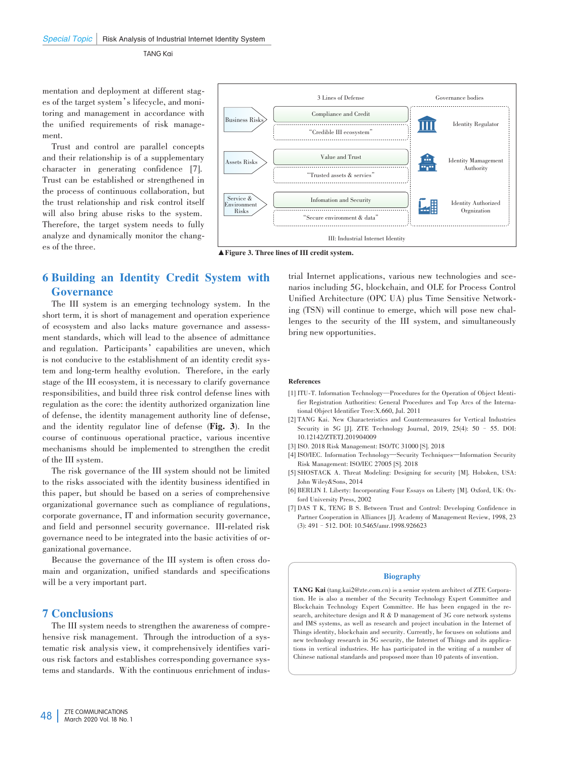mentation and deployment at different stages of the target system's lifecycle, and monitoring and management in accordance with the unified requirements of risk management.

Trust and control are parallel concepts and their relationship is of a supplementary character in generating confidence [7]. Trust can be established or strengthened in the process of continuous collaboration, but the trust relationship and risk control itself will also bring abuse risks to the system. Therefore, the target system needs to fully analyze and dynamically monitor the changes of the three.

3 Lines of Defense

Governance bodies

Business Risks

Compliance and Credit

"Credible III ecosystem"

Identity Regulator

Assets Risks

Value and Trust

"Trusted assets & servies"

Identity Mamagement Authority

Service & Environment Risks

Infomation and Security

"Secure environment & data"

Identity Authorized Orgnization

III: Industrial Internet Identity

▲Figure 3. Three lines of III credit system.

## 6 Building an Identity Credit System with Governance

The III system is an emerging technology system. In the short term, it is short of management and operation experience of ecosystem and also lacks mature governance and assessment standards, which will lead to the absence of admittance and regulation. Participants' capabilities are uneven, which is not conducive to the establishment of an identity credit system and long-term healthy evolution. Therefore, in the early stage of the III ecosystem, it is necessary to clarify governance responsibilities, and build three risk control defense lines with regulation as the core: the identity authorized organization line of defense, the identity management authority line of defense, and the identity regulator line of defense (**Fig. 3**). In the course of continuous operational practice, various incentive mechanisms should be implemented to strengthen the credit of the III system.

The risk governance of the III system should not be limited to the risks associated with the identity business identified in this paper, but should be based on a series of comprehensive organizational governance such as compliance of regulations, corporate governance, IT and information security governance, and field and personnel security governance. III-related risk governance need to be integrated into the basic activities of organizational governance.

Because the governance of the III system is often cross domain and organization, unified standards and specifications will be a very important part.

## 7 Conclusions

The III system needs to strengthen the awareness of comprehensive risk management. Through the introduction of a systematic risk analysis view, it comprehensively identifies various risk factors and establishes corresponding governance systems and standards. With the continuous enrichment of industrial Internet applications, various new technologies and scenarios including 5G, blockchain, and OLE for Process Control Unified Architecture (OPC UA) plus Time Sensitive Networking (TSN) will continue to emerge, which will pose new challenges to the security of the III system, and simultaneously bring new opportunities.

### References

[1] ITU-T. Information Technology—Procedures for the Operation of Object Identifier Registration Authorities: General Procedures and Top Arcs of the International Object Identifier Tree:X.660, Jul. 2011

[2] TANG Kai. New Characteristics and Countermeasures for Vertical Industries Security in 5G [J]. ZTE Technology Journal, 2019, 25(4): 50 – 55. DOI: 10.12142/ZTETJ.201904009

[3] ISO. 2018 Risk Management: ISO/TC 31000 [S]. 2018

[4] ISO/IEC. Information Technology—Security Techniques—Information Security Risk Management: ISO/IEC 27005 [S]. 2018

[5] SHOSTACK A. Threat Modeling: Designing for security [M]. Hoboken, USA: John Wiley&Sons, 2014

[6] BERLIN I. Liberty: Incorporating Four Essays on Liberty [M]. Oxford, UK: Oxford University Press, 2002

[7] DAS T K, TENG B S. Between Trust and Control: Developing Confidence in Partner Cooperation in Alliances [J]. Academy of Management Review, 1998, 23 (3): 491 – 512. DOI: 10.5465/amr.1998.926623

### Biography

**TANG Kai** (tang.kai2@zte.com.cn) is a senior system architect of ZTE Corporation. He is also a member of the Security Technology Expert Committee and Blockchain Technology Expert Committee. He has been engaged in the research, architecture design and R & D management of 3G core network systems and IMS systems, as well as research and project incubation in the Internet of Things identity, blockchain and security. Currently, he focuses on solutions and new technology research in 5G security, the Internet of Things and its applications in vertical industries. He has participated in the writing of a number of Chinese national standards and proposed more than 10 patents of invention.